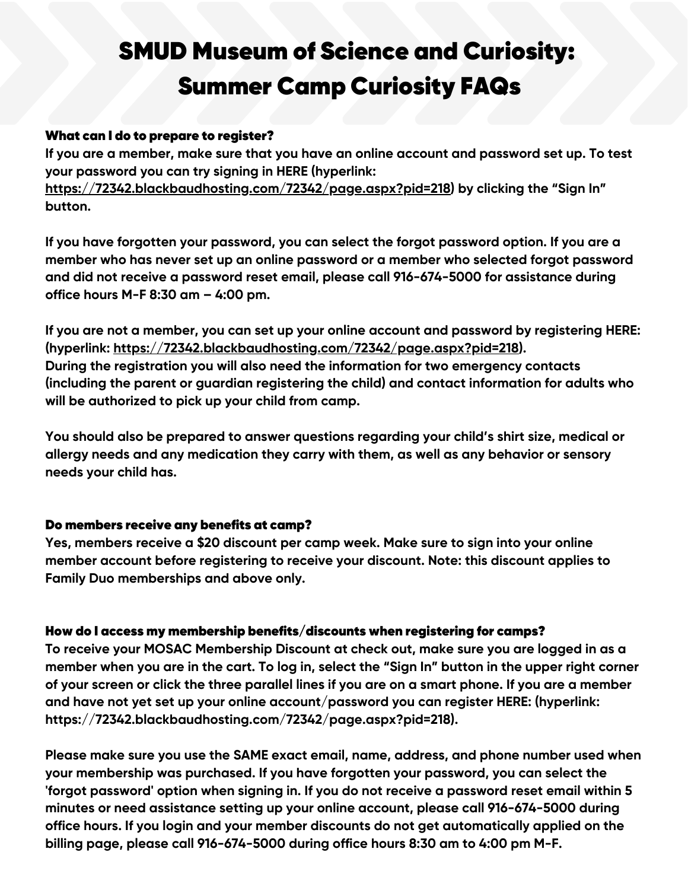# SMUD Museum of Science and Curiosity: Summer Camp Curiosity FAQs

### What can I do to prepare to register?

**If you are a member, make sure that you have an online account and password set up. To test your password you can try signing in HERE (hyperlink: https://72342.blackbaudhosting.com/72342/page.aspx?pid=218) by clicking the "Sign In" button.**

**If you have forgotten your password, you can select the forgot password option. If you are a member who has never set up an online password or a member who selected forgot password and did not receive a password reset email, please call 916-674-5000 for assistance during office hours M-F 8:30 am – 4:00 pm.**

**If you are not a member, you can set up your online account and password by registering HERE: (hyperlink: https://72342.blackbaudhosting.com/72342/page.aspx?pid=218).**
**During the registration you will also need the information for two emergency contacts (including the parent or guardian registering the child) and contact information for adults who will be authorized to pick up your child from camp.**

**You should also be prepared to answer questions regarding your child's shirt size, medical or allergy needs and any medication they carry with them, as well as any behavior or sensory needs your child has.**

### Do members receive any benefits at camp?

**Yes, members receive a $20 discount per camp week. Make sure to sign into your online member account before registering to receive your discount. Note: this discount applies to Family Duo memberships and above only.**

### How do I access my membership benefits/discounts when registering for camps?

**To receive your MOSAC Membership Discount at check out, make sure you are logged in as a member when you are in the cart. To log in, select the "Sign In" button in the upper right corner of your screen or click the three parallel lines if you are on a smart phone. If you are a member and have not yet set up your online account/password you can register HERE: (hyperlink: https://72342.blackbaudhosting.com/72342/page.aspx?pid=218).**

**Please make sure you use the SAME exact email, name, address, and phone number used when your membership was purchased. If you have forgotten your password, you can select the 'forgot password' option when signing in. If you do not receive a password reset email within 5 minutes or need assistance setting up your online account, please call 916-674-5000 during office hours. If you login and your member discounts do not get automatically applied on the billing page, please call 916-674-5000 during office hours 8:30 am to 4:00 pm M-F.**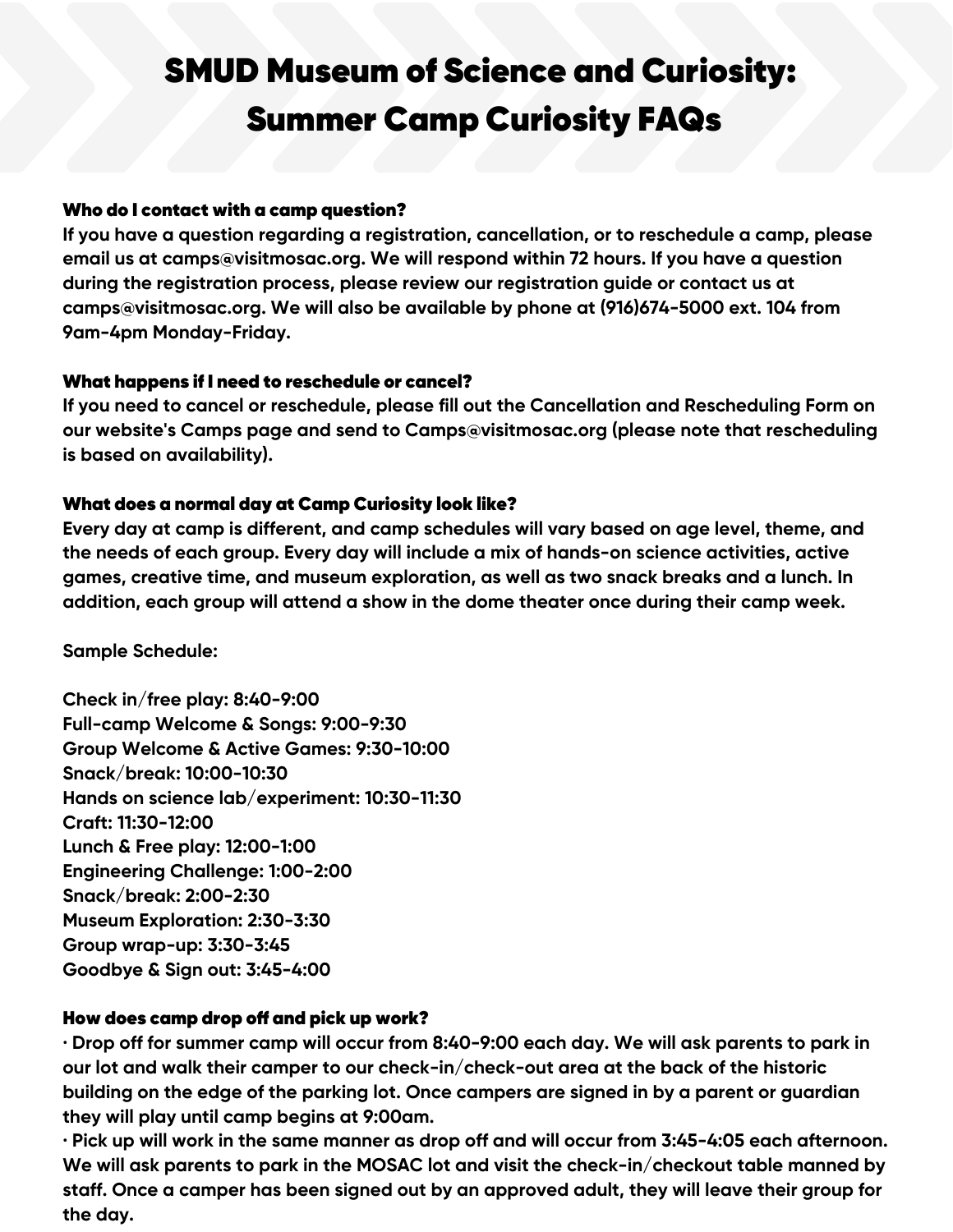# SMUD Museum of Science and Curiosity: Summer Camp Curiosity FAQs

### Who do I contact with a camp question?

If you have a question regarding a registration, cancellation, or to reschedule a camp, please email us at camps@visitmosac.org. We will respond within 72 hours. If you have a question during the registration process, please review our registration guide or contact us at camps@visitmosac.org. We will also be available by phone at (916)674-5000 ext. 104 from 9am-4pm Monday-Friday.

### What happens if I need to reschedule or cancel?

If you need to cancel or reschedule, please fill out the Cancellation and Rescheduling Form on our website's Camps page and send to Camps@visitmosac.org (please note that rescheduling is based on availability).

### What does a normal day at Camp Curiosity look like?

Every day at camp is different, and camp schedules will vary based on age level, theme, and the needs of each group. Every day will include a mix of hands-on science activities, active games, creative time, and museum exploration, as well as two snack breaks and a lunch. In addition, each group will attend a show in the dome theater once during their camp week.

Sample Schedule:

Check in/free play: 8:40-9:00
Full-camp Welcome & Songs: 9:00-9:30
Group Welcome & Active Games: 9:30-10:00
Snack/break: 10:00-10:30
Hands on science lab/experiment: 10:30-11:30
Craft: 11:30-12:00
Lunch & Free play: 12:00-1:00
Engineering Challenge: 1:00-2:00
Snack/break: 2:00-2:30
Museum Exploration: 2:30-3:30
Group wrap-up: 3:30-3:45
Goodbye & Sign out: 3:45-4:00

### How does camp drop off and pick up work?

- Drop off for summer camp will occur from 8:40-9:00 each day. We will ask parents to park in our lot and walk their camper to our check-in/check-out area at the back of the historic building on the edge of the parking lot. Once campers are signed in by a parent or guardian they will play until camp begins at 9:00am.
- Pick up will work in the same manner as drop off and will occur from 3:45-4:05 each afternoon. We will ask parents to park in the MOSAC lot and visit the check-in/checkout table manned by staff. Once a camper has been signed out by an approved adult, they will leave their group for the day.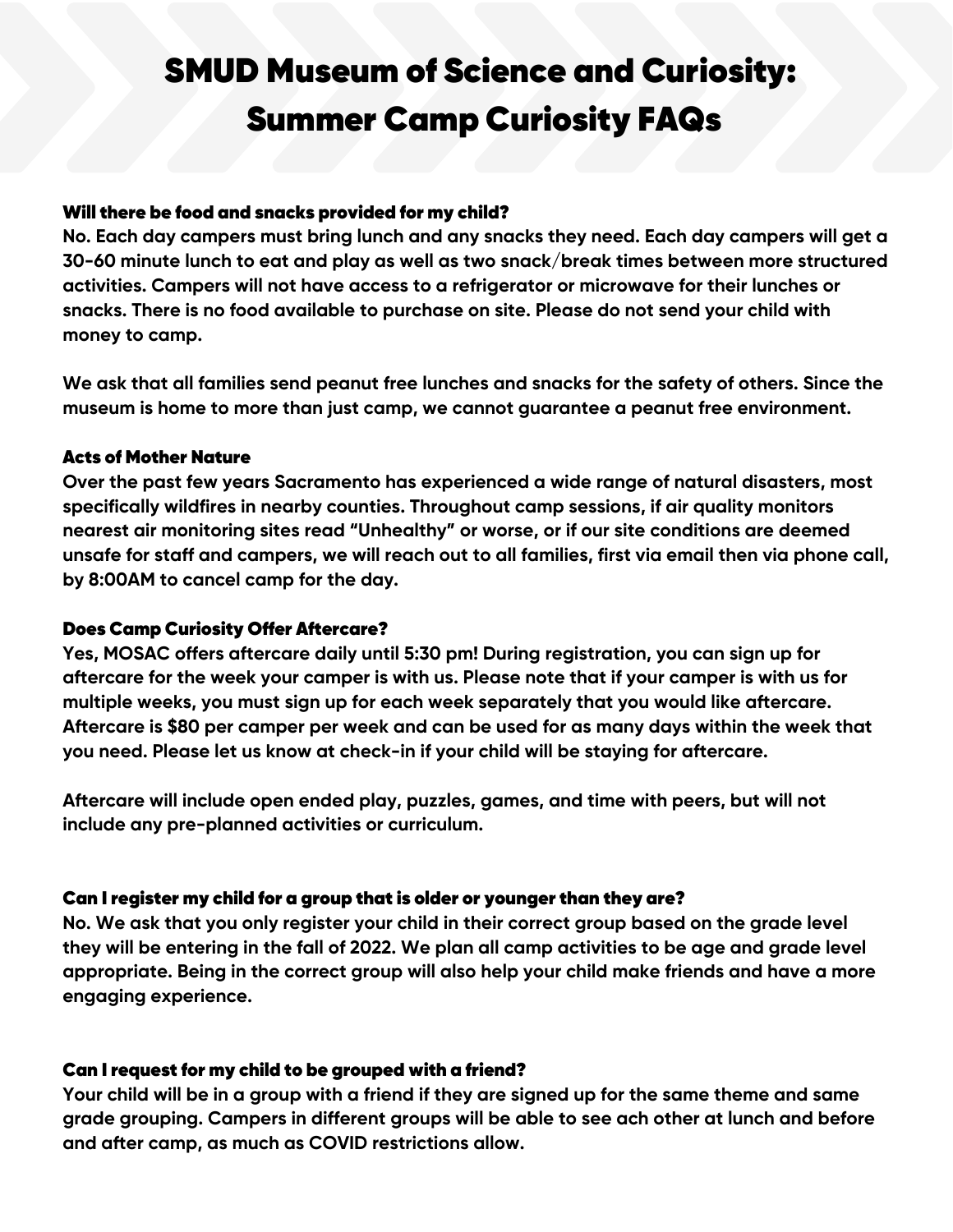# SMUD Museum of Science and Curiosity: Summer Camp Curiosity FAQs

### Will there be food and snacks provided for my child?

**No. Each day campers must bring lunch and any snacks they need. Each day campers will get a 30-60 minute lunch to eat and play as well as two snack/break times between more structured activities. Campers will not have access to a refrigerator or microwave for their lunches or snacks. There is no food available to purchase on site. Please do not send your child with money to camp.**

**We ask that all families send peanut free lunches and snacks for the safety of others. Since the museum is home to more than just camp, we cannot guarantee a peanut free environment.**

### Acts of Mother Nature

**Over the past few years Sacramento has experienced a wide range of natural disasters, most specifically wildfires in nearby counties. Throughout camp sessions, if air quality monitors nearest air monitoring sites read "Unhealthy" or worse, or if our site conditions are deemed unsafe for staff and campers, we will reach out to all families, first via email then via phone call, by 8:00AM to cancel camp for the day.**

### Does Camp Curiosity Offer Aftercare?

**Yes, MOSAC offers aftercare daily until 5:30 pm! During registration, you can sign up for aftercare for the week your camper is with us. Please note that if your camper is with us for multiple weeks, you must sign up for each week separately that you would like aftercare. Aftercare is $80 per camper per week and can be used for as many days within the week that you need. Please let us know at check-in if your child will be staying for aftercare.**

**Aftercare will include open ended play, puzzles, games, and time with peers, but will not include any pre-planned activities or curriculum.**

### Can I register my child for a group that is older or younger than they are?

**No. We ask that you only register your child in their correct group based on the grade level they will be entering in the fall of 2022. We plan all camp activities to be age and grade level appropriate. Being in the correct group will also help your child make friends and have a more engaging experience.**

### Can I request for my child to be grouped with a friend?

**Your child will be in a group with a friend if they are signed up for the same theme and same grade grouping. Campers in different groups will be able to see ach other at lunch and before and after camp, as much as COVID restrictions allow.**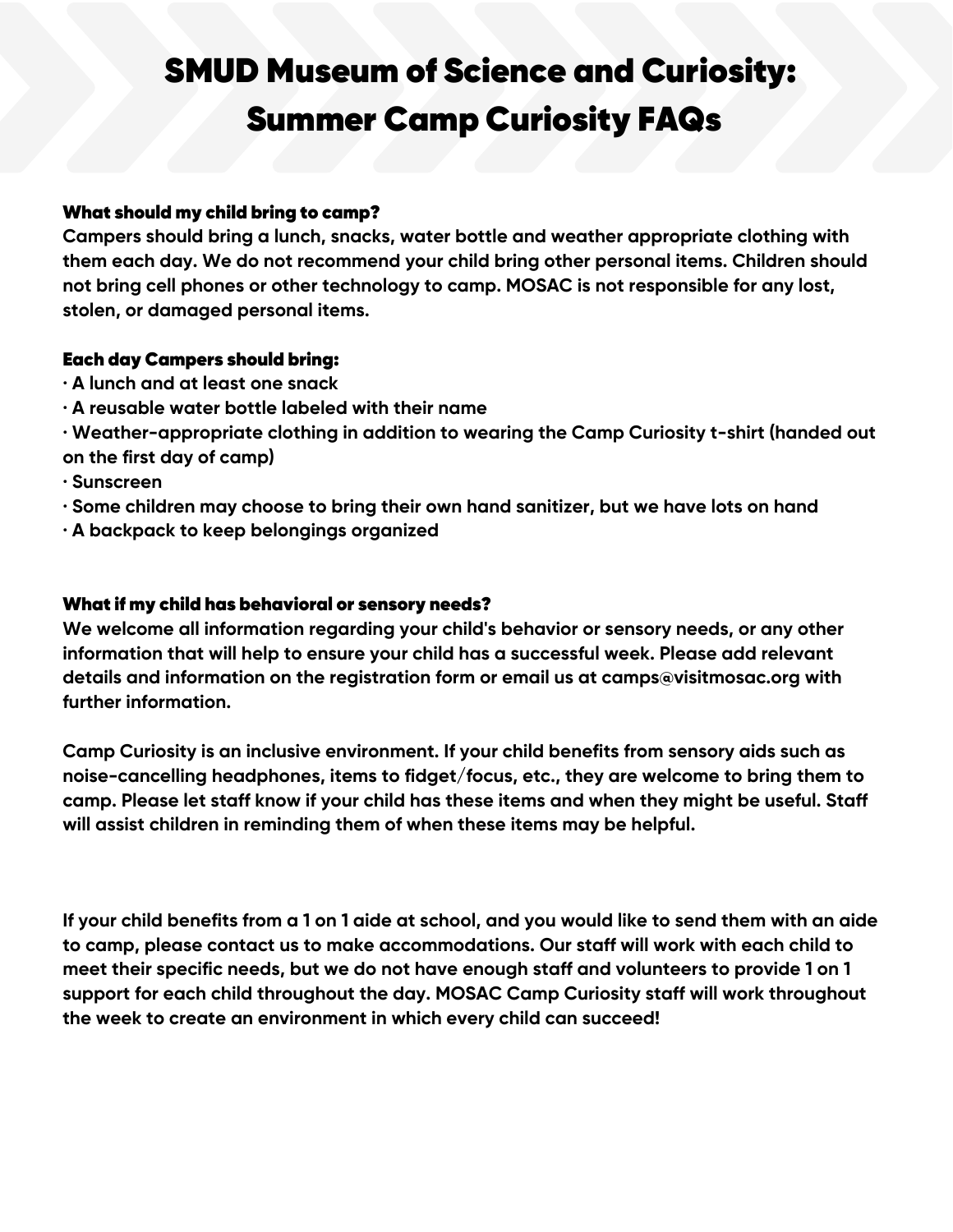# SMUD Museum of Science and Curiosity: Summer Camp Curiosity FAQs

### What should my child bring to camp?

**Campers should bring a lunch, snacks, water bottle and weather appropriate clothing with them each day. We do not recommend your child bring other personal items. Children should not bring cell phones or other technology to camp. MOSAC is not responsible for any lost, stolen, or damaged personal items.**

### Each day Campers should bring:

- **A lunch and at least one snack**
- **A reusable water bottle labeled with their name**
- **Weather-appropriate clothing in addition to wearing the Camp Curiosity t-shirt (handed out on the first day of camp)**
- **Sunscreen**
- **Some children may choose to bring their own hand sanitizer, but we have lots on hand**
- **A backpack to keep belongings organized**

### What if my child has behavioral or sensory needs?

**We welcome all information regarding your child's behavior or sensory needs, or any other information that will help to ensure your child has a successful week. Please add relevant details and information on the registration form or email us at camps@visitmosac.org with further information.**

**Camp Curiosity is an inclusive environment. If your child benefits from sensory aids such as noise-cancelling headphones, items to fidget/focus, etc., they are welcome to bring them to camp. Please let staff know if your child has these items and when they might be useful. Staff will assist children in reminding them of when these items may be helpful.**

**If your child benefits from a 1 on 1 aide at school, and you would like to send them with an aide to camp, please contact us to make accommodations. Our staff will work with each child to meet their specific needs, but we do not have enough staff and volunteers to provide 1 on 1 support for each child throughout the day. MOSAC Camp Curiosity staff will work throughout the week to create an environment in which every child can succeed!**